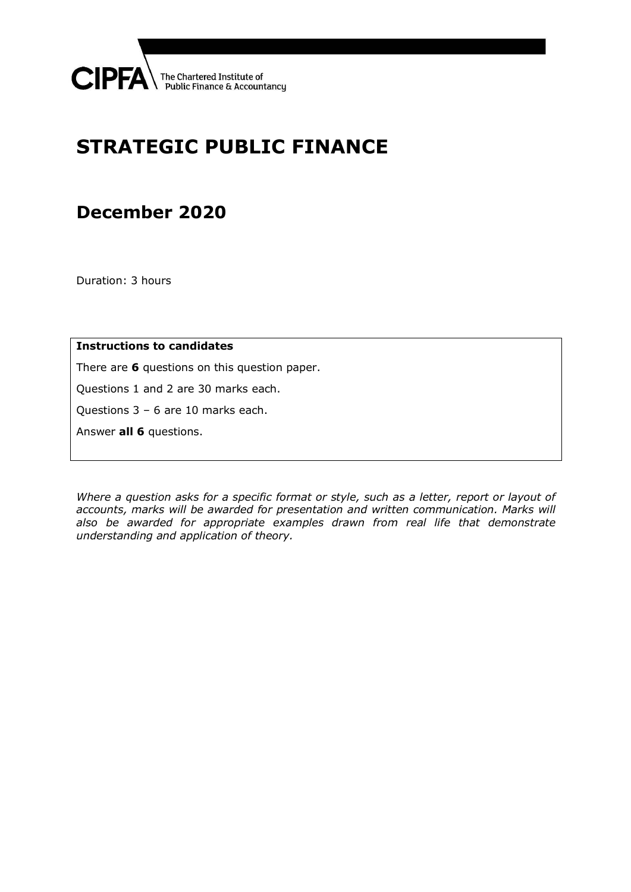CIPFA The Chartered Institute of Public Finance & Accountancy

# STRATEGIC PUBLIC FINANCE

## December 2020

Duration: 3 hours

**Instructions to candidates**

There are **6** questions on this question paper.

Questions 1 and 2 are 30 marks each.

Questions 3 – 6 are 10 marks each.

Answer **all 6** questions.

*Where a question asks for a specific format or style, such as a letter, report or layout of accounts, marks will be awarded for presentation and written communication. Marks will also be awarded for appropriate examples drawn from real life that demonstrate understanding and application of theory.*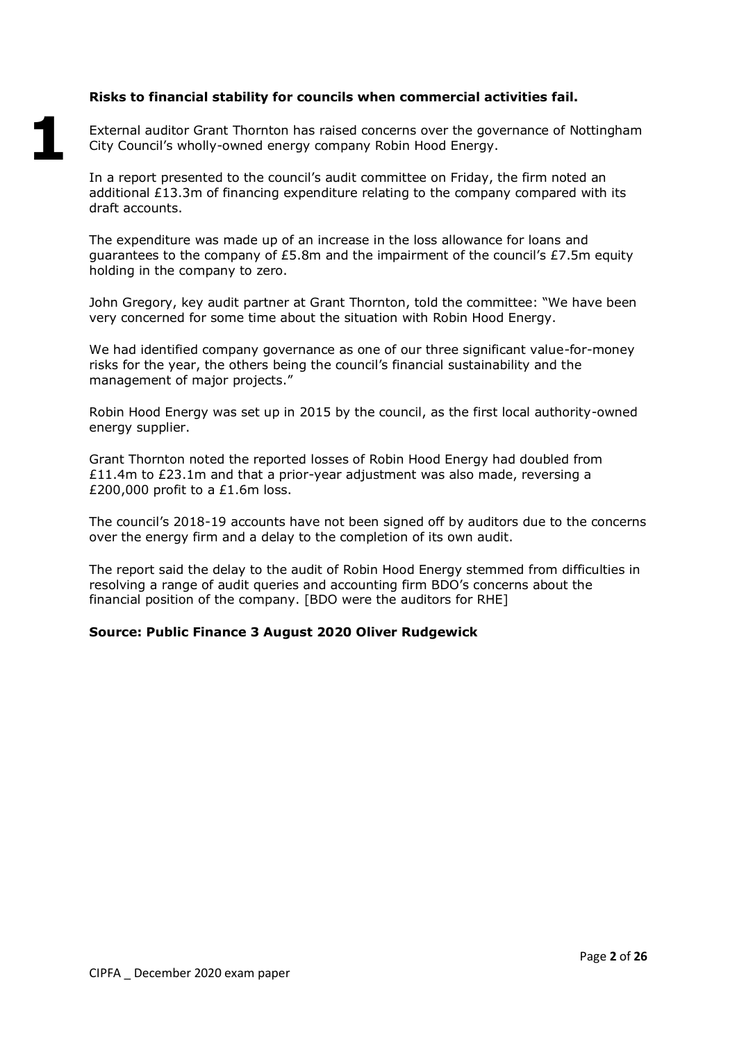**Risks to financial stability for councils when commercial activities fail.**

**1**

External auditor Grant Thornton has raised concerns over the governance of Nottingham City Council's wholly-owned energy company Robin Hood Energy.

In a report presented to the council's audit committee on Friday, the firm noted an additional £13.3m of financing expenditure relating to the company compared with its draft accounts.

The expenditure was made up of an increase in the loss allowance for loans and guarantees to the company of £5.8m and the impairment of the council's £7.5m equity holding in the company to zero.

John Gregory, key audit partner at Grant Thornton, told the committee: "We have been very concerned for some time about the situation with Robin Hood Energy.

We had identified company governance as one of our three significant value-for-money risks for the year, the others being the council's financial sustainability and the management of major projects."

Robin Hood Energy was set up in 2015 by the council, as the first local authority-owned energy supplier.

Grant Thornton noted the reported losses of Robin Hood Energy had doubled from £11.4m to £23.1m and that a prior-year adjustment was also made, reversing a £200,000 profit to a £1.6m loss.

The council's 2018-19 accounts have not been signed off by auditors due to the concerns over the energy firm and a delay to the completion of its own audit.

The report said the delay to the audit of Robin Hood Energy stemmed from difficulties in resolving a range of audit queries and accounting firm BDO's concerns about the financial position of the company. [BDO were the auditors for RHE]

**Source: Public Finance 3 August 2020 Oliver Rudgewick**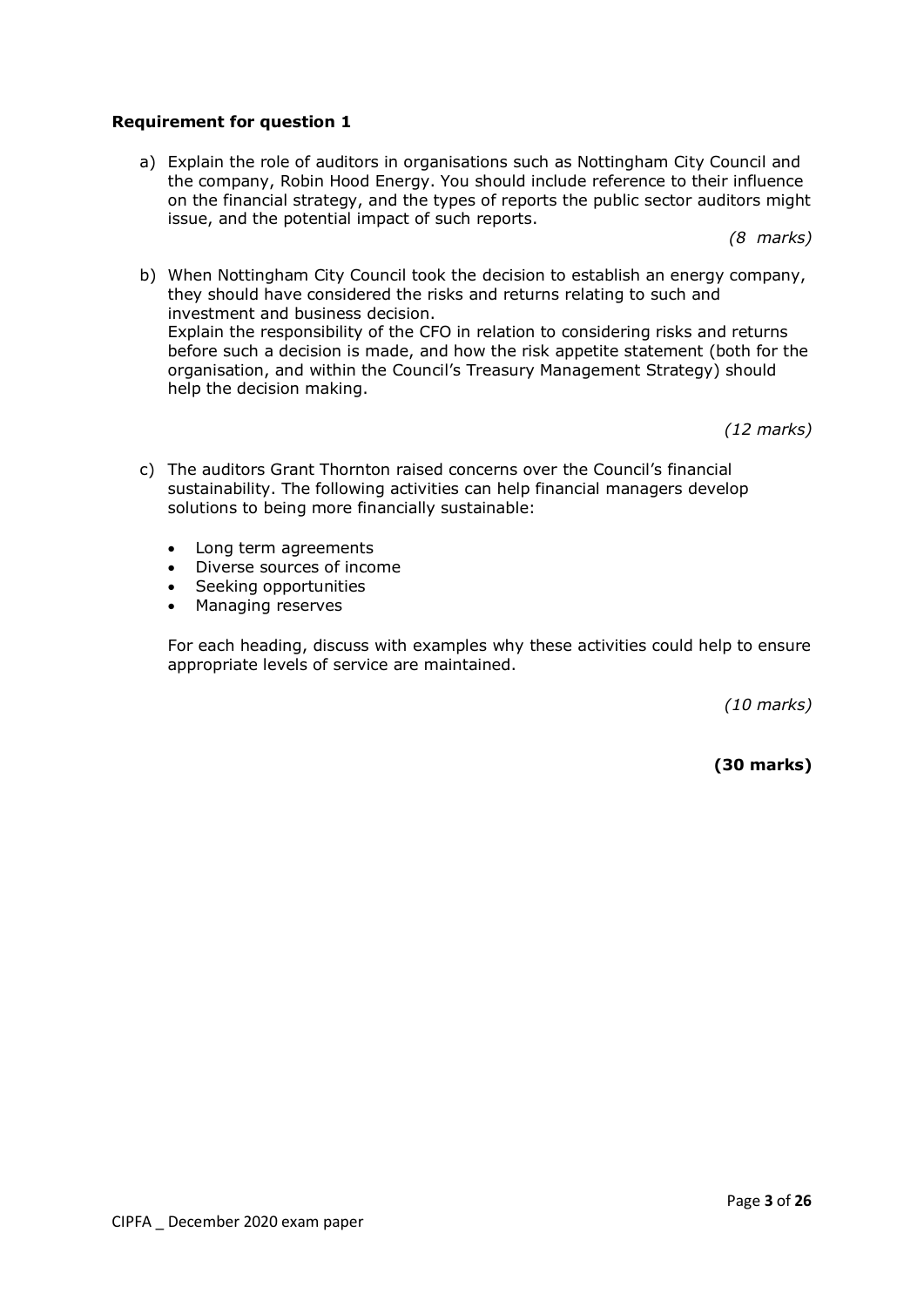**Requirement for question 1**

a) Explain the role of auditors in organisations such as Nottingham City Council and the company, Robin Hood Energy. You should include reference to their influence on the financial strategy, and the types of reports the public sector auditors might issue, and the potential impact of such reports.

*(8 marks)*

b) When Nottingham City Council took the decision to establish an energy company, they should have considered the risks and returns relating to such and investment and business decision.
Explain the responsibility of the CFO in relation to considering risks and returns before such a decision is made, and how the risk appetite statement (both for the organisation, and within the Council's Treasury Management Strategy) should help the decision making.

*(12 marks)*

c) The auditors Grant Thornton raised concerns over the Council's financial sustainability. The following activities can help financial managers develop solutions to being more financially sustainable:

- Long term agreements
- Diverse sources of income
- Seeking opportunities
- Managing reserves

For each heading, discuss with examples why these activities could help to ensure appropriate levels of service are maintained.

*(10 marks)*

**(30 marks)**

CIPFA _ December 2020 exam paper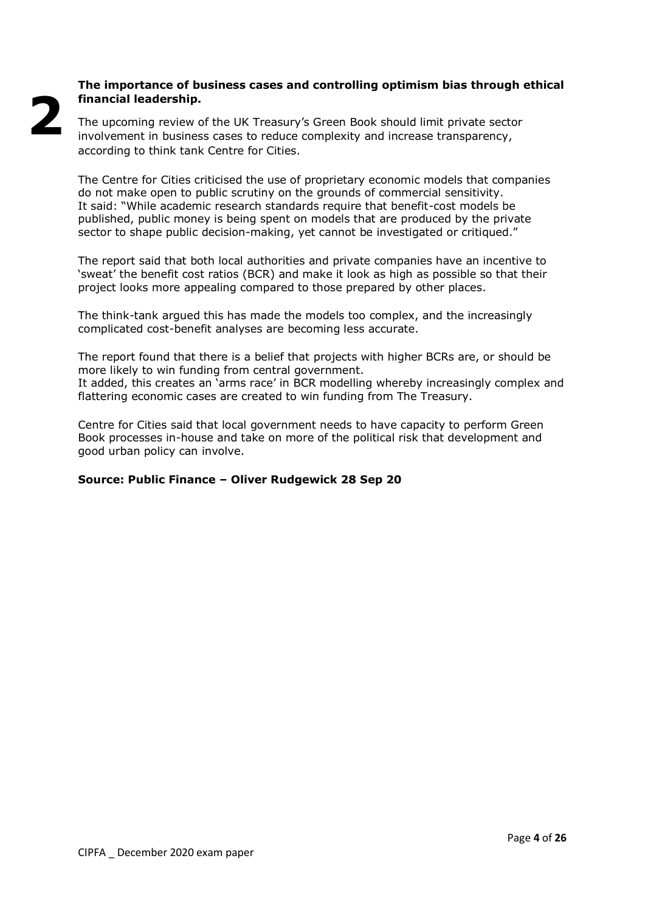# 2

**The importance of business cases and controlling optimism bias through ethical financial leadership.**

The upcoming review of the UK Treasury's Green Book should limit private sector involvement in business cases to reduce complexity and increase transparency, according to think tank Centre for Cities.

The Centre for Cities criticised the use of proprietary economic models that companies do not make open to public scrutiny on the grounds of commercial sensitivity.
It said: "While academic research standards require that benefit-cost models be published, public money is being spent on models that are produced by the private sector to shape public decision-making, yet cannot be investigated or critiqued."

The report said that both local authorities and private companies have an incentive to 'sweat' the benefit cost ratios (BCR) and make it look as high as possible so that their project looks more appealing compared to those prepared by other places.

The think-tank argued this has made the models too complex, and the increasingly complicated cost-benefit analyses are becoming less accurate.

The report found that there is a belief that projects with higher BCRs are, or should be more likely to win funding from central government.
It added, this creates an 'arms race' in BCR modelling whereby increasingly complex and flattering economic cases are created to win funding from The Treasury.

Centre for Cities said that local government needs to have capacity to perform Green Book processes in-house and take on more of the political risk that development and good urban policy can involve.

**Source: Public Finance – Oliver Rudgewick 28 Sep 20**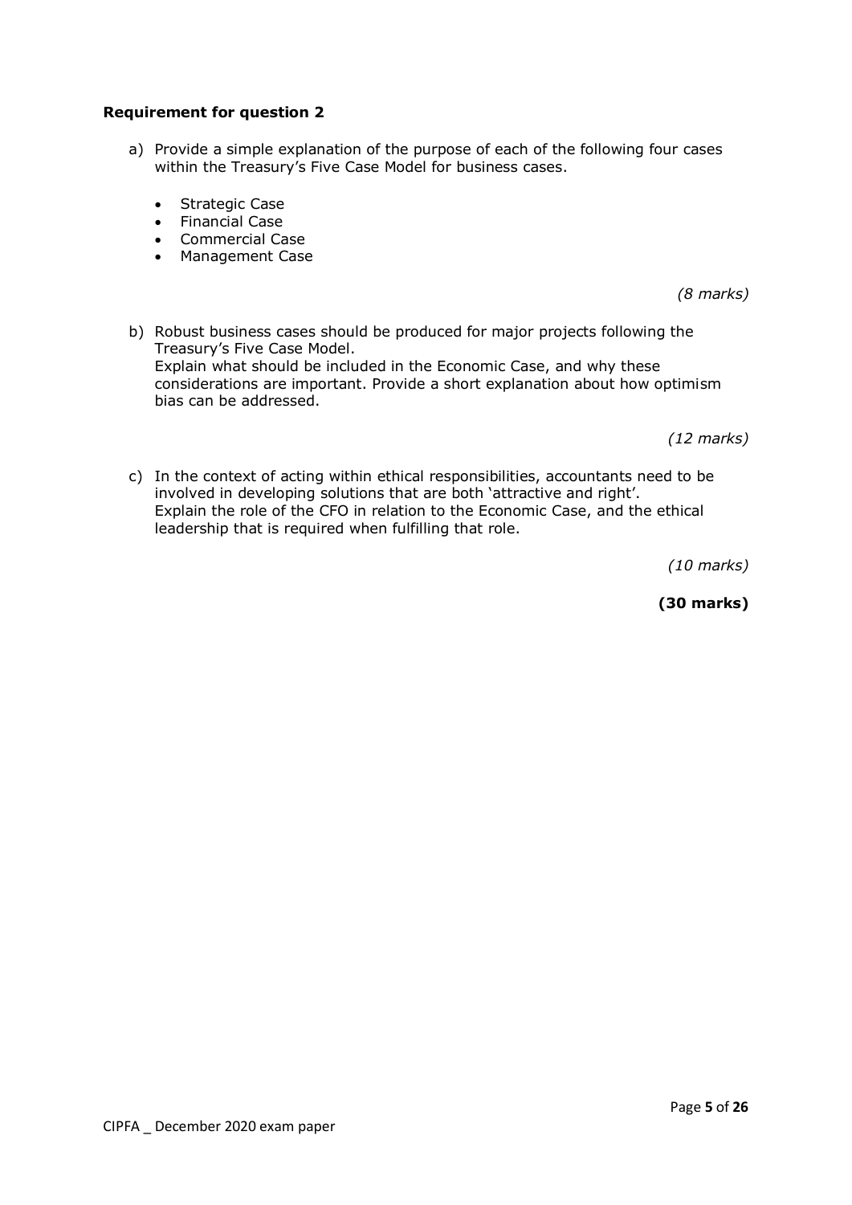**Requirement for question 2**

a) Provide a simple explanation of the purpose of each of the following four cases within the Treasury's Five Case Model for business cases.

- Strategic Case
- Financial Case
- Commercial Case
- Management Case

*(8 marks)*

b) Robust business cases should be produced for major projects following the Treasury's Five Case Model.
Explain what should be included in the Economic Case, and why these considerations are important. Provide a short explanation about how optimism bias can be addressed.

*(12 marks)*

c) In the context of acting within ethical responsibilities, accountants need to be involved in developing solutions that are both 'attractive and right'.
Explain the role of the CFO in relation to the Economic Case, and the ethical leadership that is required when fulfilling that role.

*(10 marks)*

**(30 marks)**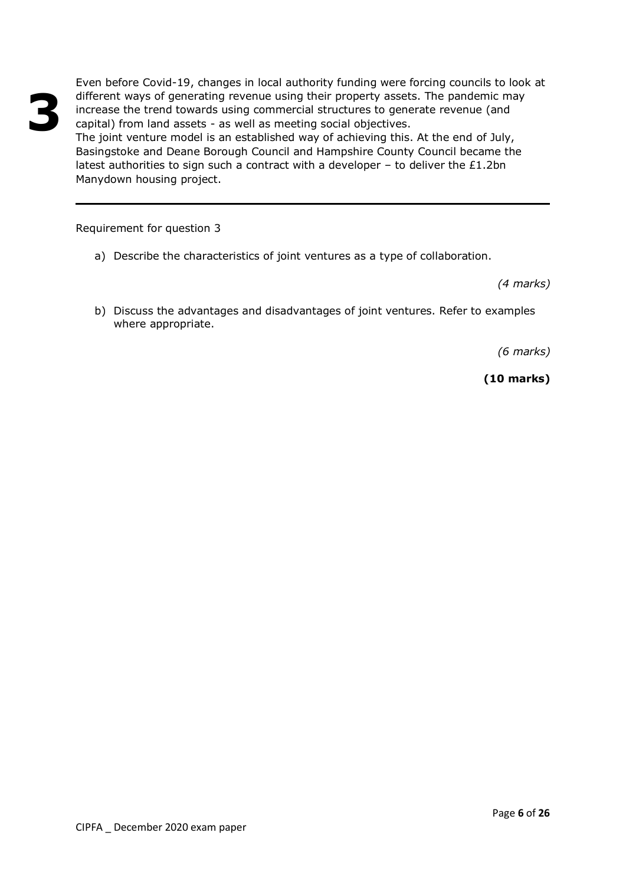# 3

Even before Covid-19, changes in local authority funding were forcing councils to look at different ways of generating revenue using their property assets. The pandemic may increase the trend towards using commercial structures to generate revenue (and capital) from land assets - as well as meeting social objectives.

The joint venture model is an established way of achieving this. At the end of July, Basingstoke and Deane Borough Council and Hampshire County Council became the latest authorities to sign such a contract with a developer – to deliver the £1.2bn Manydown housing project.

---

Requirement for question 3

a) Describe the characteristics of joint ventures as a type of collaboration.

*(4 marks)*

b) Discuss the advantages and disadvantages of joint ventures. Refer to examples where appropriate.

*(6 marks)*

**(10 marks)**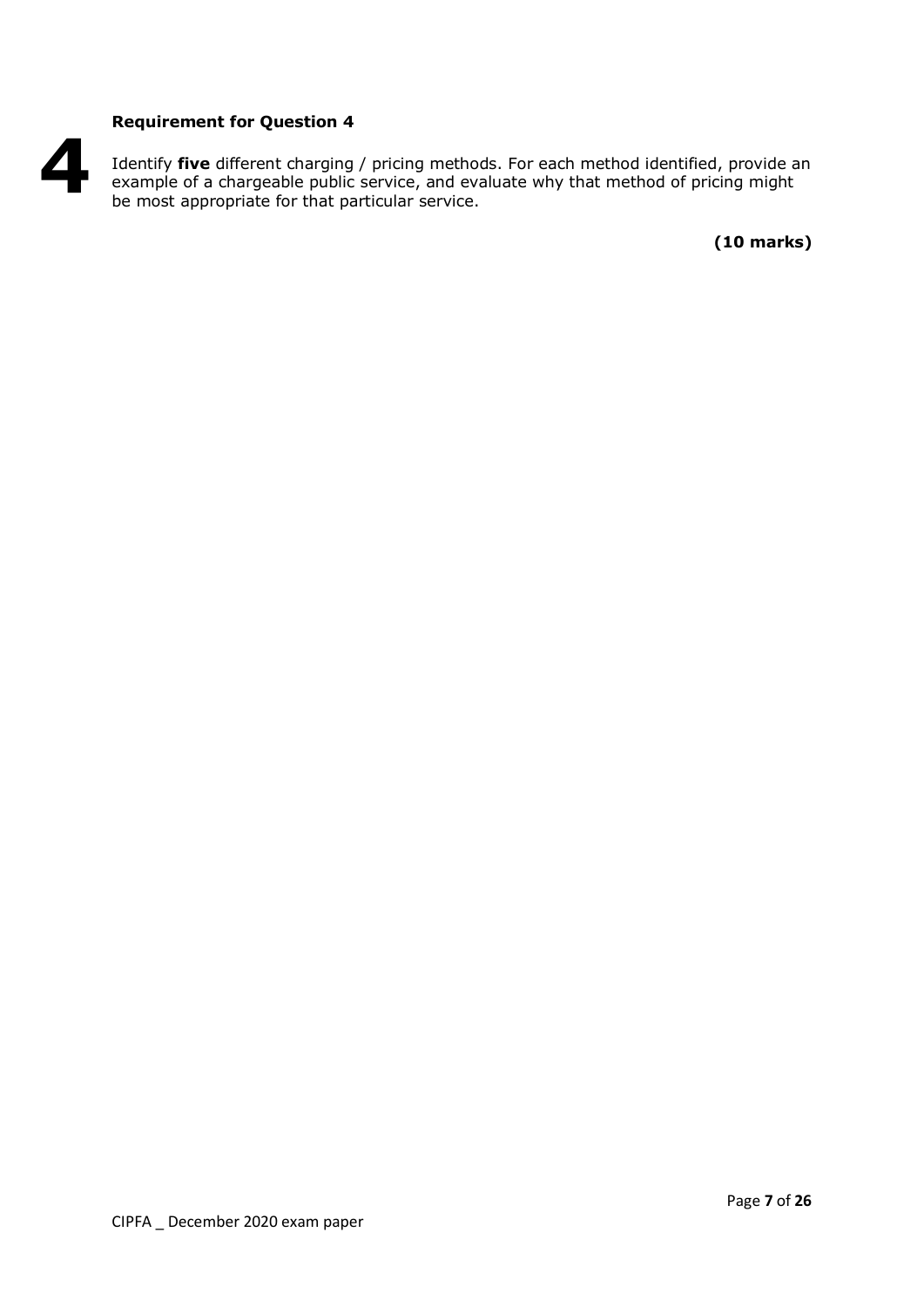# 4

**Requirement for Question 4**

Identify **five** different charging / pricing methods. For each method identified, provide an example of a chargeable public service, and evaluate why that method of pricing might be most appropriate for that particular service.

**(10 marks)**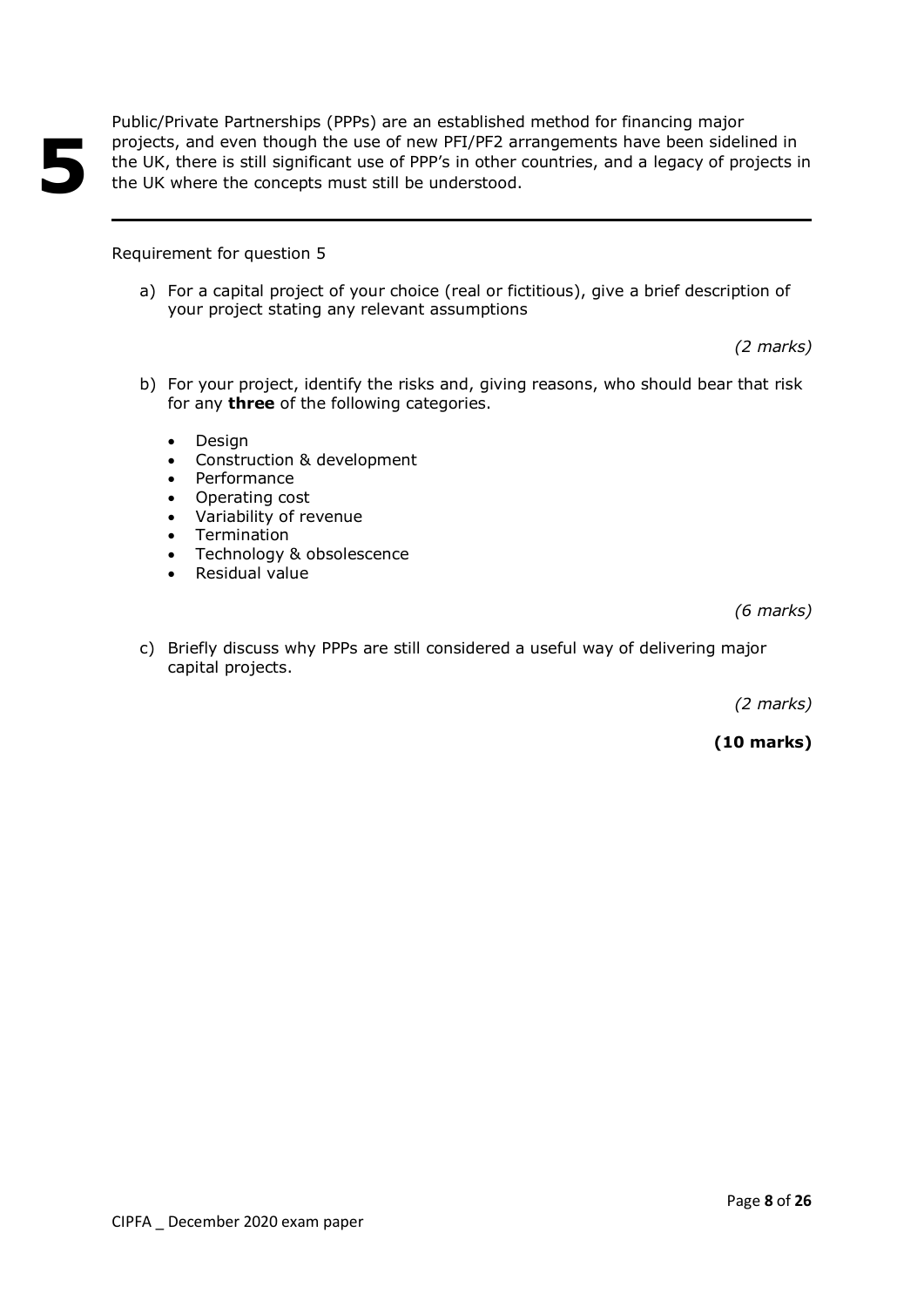# 5

Public/Private Partnerships (PPPs) are an established method for financing major projects, and even though the use of new PFI/PF2 arrangements have been sidelined in the UK, there is still significant use of PPP's in other countries, and a legacy of projects in the UK where the concepts must still be understood.

---

Requirement for question 5

a) For a capital project of your choice (real or fictitious), give a brief description of your project stating any relevant assumptions

*(2 marks)*

b) For your project, identify the risks and, giving reasons, who should bear that risk for any **three** of the following categories.

- Design
- Construction & development
- Performance
- Operating cost
- Variability of revenue
- Termination
- Technology & obsolescence
- Residual value

*(6 marks)*

c) Briefly discuss why PPPs are still considered a useful way of delivering major capital projects.

*(2 marks)*

**(10 marks)**

CIPFA _ December 2020 exam paper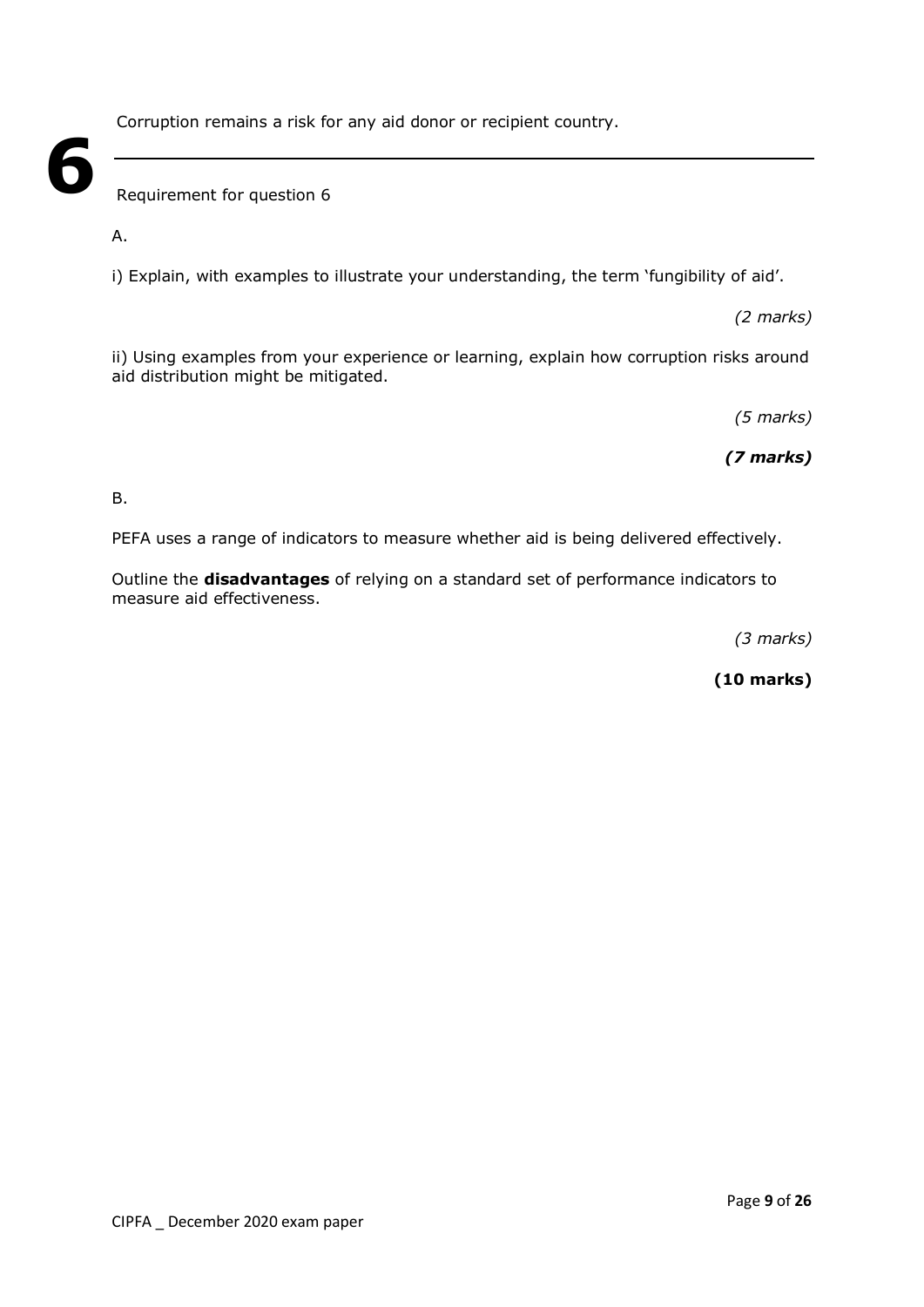# 6

Corruption remains a risk for any aid donor or recipient country.

---

Requirement for question 6

A.

i) Explain, with examples to illustrate your understanding, the term 'fungibility of aid'.

*(2 marks)*

ii) Using examples from your experience or learning, explain how corruption risks around aid distribution might be mitigated.

*(5 marks)*

***(7 marks)***

B.

PEFA uses a range of indicators to measure whether aid is being delivered effectively.

Outline the **disadvantages** of relying on a standard set of performance indicators to measure aid effectiveness.

*(3 marks)*

**(10 marks)**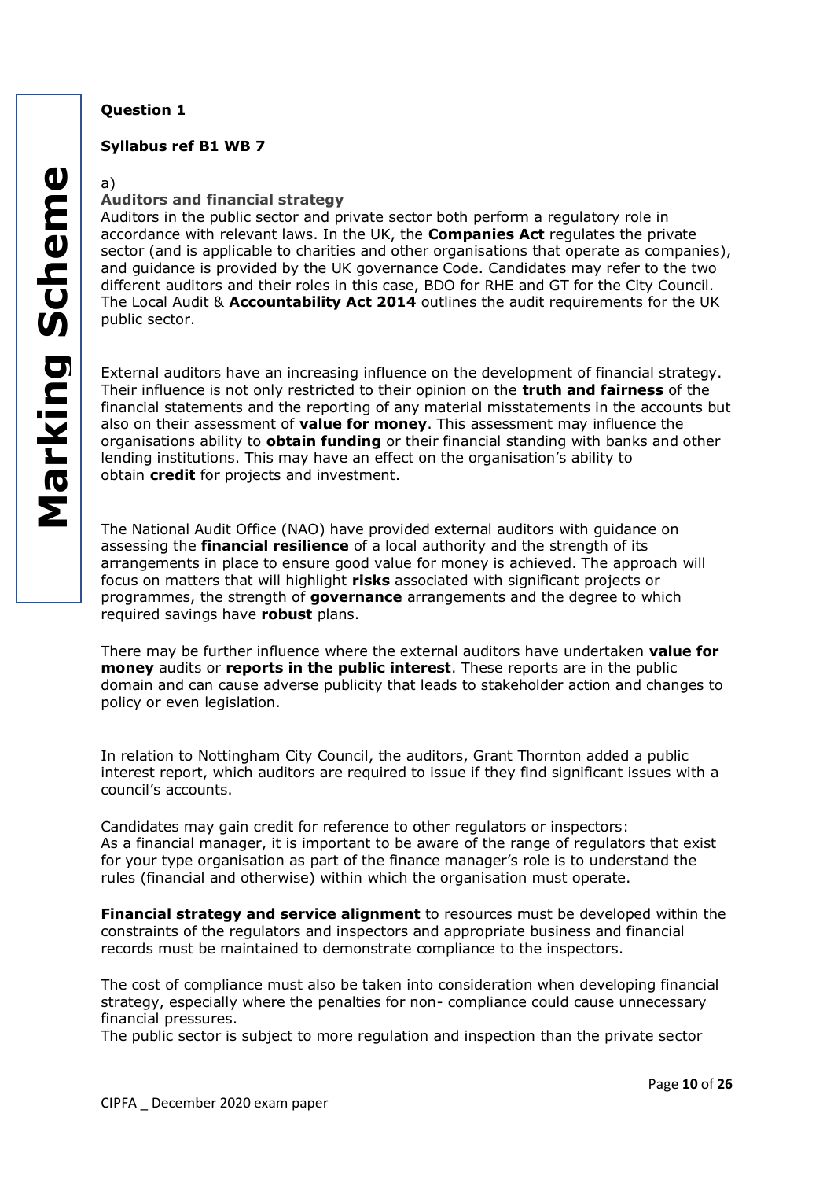**Marking Scheme**

**Question 1**

**Syllabus ref B1 WB 7**

a)

**Auditors and financial strategy**

Auditors in the public sector and private sector both perform a regulatory role in accordance with relevant laws. In the UK, the **Companies Act** regulates the private sector (and is applicable to charities and other organisations that operate as companies), and guidance is provided by the UK governance Code. Candidates may refer to the two different auditors and their roles in this case, BDO for RHE and GT for the City Council. The Local Audit & **Accountability Act 2014** outlines the audit requirements for the UK public sector.

External auditors have an increasing influence on the development of financial strategy. Their influence is not only restricted to their opinion on the **truth and fairness** of the financial statements and the reporting of any material misstatements in the accounts but also on their assessment of **value for money**. This assessment may influence the organisations ability to **obtain funding** or their financial standing with banks and other lending institutions. This may have an effect on the organisation's ability to obtain **credit** for projects and investment.

The National Audit Office (NAO) have provided external auditors with guidance on assessing the **financial resilience** of a local authority and the strength of its arrangements in place to ensure good value for money is achieved. The approach will focus on matters that will highlight **risks** associated with significant projects or programmes, the strength of **governance** arrangements and the degree to which required savings have **robust** plans.

There may be further influence where the external auditors have undertaken **value for money** audits or **reports in the public interest**. These reports are in the public domain and can cause adverse publicity that leads to stakeholder action and changes to policy or even legislation.

In relation to Nottingham City Council, the auditors, Grant Thornton added a public interest report, which auditors are required to issue if they find significant issues with a council's accounts.

Candidates may gain credit for reference to other regulators or inspectors:
As a financial manager, it is important to be aware of the range of regulators that exist for your type organisation as part of the finance manager's role is to understand the rules (financial and otherwise) within which the organisation must operate.

**Financial strategy and service alignment** to resources must be developed within the constraints of the regulators and inspectors and appropriate business and financial records must be maintained to demonstrate compliance to the inspectors.

The cost of compliance must also be taken into consideration when developing financial strategy, especially where the penalties for non- compliance could cause unnecessary financial pressures.
The public sector is subject to more regulation and inspection than the private sector

CIPFA _ December 2020 exam paper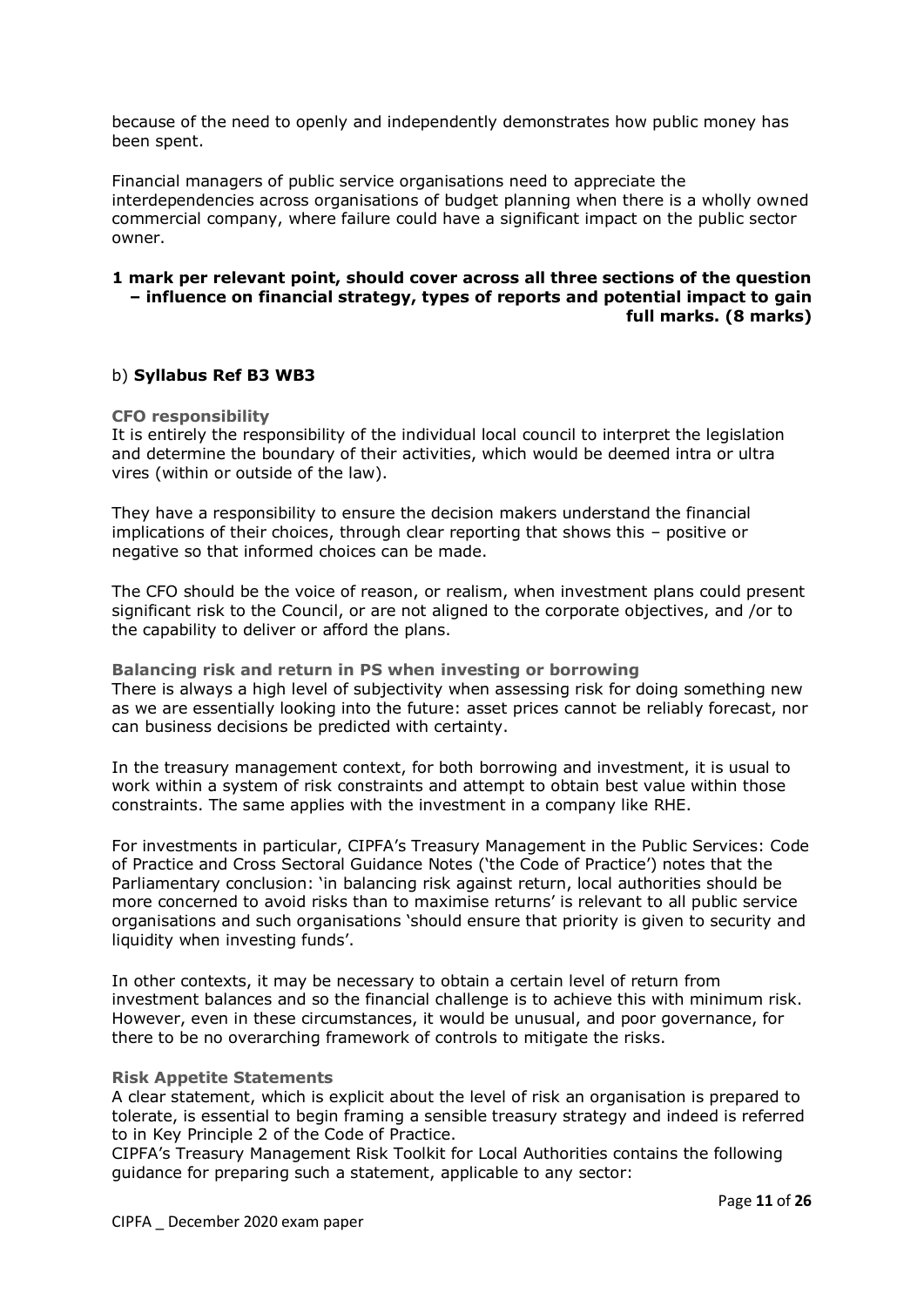because of the need to openly and independently demonstrates how public money has been spent.

Financial managers of public service organisations need to appreciate the interdependencies across organisations of budget planning when there is a wholly owned commercial company, where failure could have a significant impact on the public sector owner.

**1 mark per relevant point, should cover across all three sections of the question – influence on financial strategy, types of reports and potential impact to gain full marks. (8 marks)**

b) **Syllabus Ref B3 WB3**

**CFO responsibility**

It is entirely the responsibility of the individual local council to interpret the legislation and determine the boundary of their activities, which would be deemed intra or ultra vires (within or outside of the law).

They have a responsibility to ensure the decision makers understand the financial implications of their choices, through clear reporting that shows this – positive or negative so that informed choices can be made.

The CFO should be the voice of reason, or realism, when investment plans could present significant risk to the Council, or are not aligned to the corporate objectives, and /or to the capability to deliver or afford the plans.

**Balancing risk and return in PS when investing or borrowing**

There is always a high level of subjectivity when assessing risk for doing something new as we are essentially looking into the future: asset prices cannot be reliably forecast, nor can business decisions be predicted with certainty.

In the treasury management context, for both borrowing and investment, it is usual to work within a system of risk constraints and attempt to obtain best value within those constraints. The same applies with the investment in a company like RHE.

For investments in particular, CIPFA's Treasury Management in the Public Services: Code of Practice and Cross Sectoral Guidance Notes ('the Code of Practice') notes that the Parliamentary conclusion: 'in balancing risk against return, local authorities should be more concerned to avoid risks than to maximise returns' is relevant to all public service organisations and such organisations 'should ensure that priority is given to security and liquidity when investing funds'.

In other contexts, it may be necessary to obtain a certain level of return from investment balances and so the financial challenge is to achieve this with minimum risk. However, even in these circumstances, it would be unusual, and poor governance, for there to be no overarching framework of controls to mitigate the risks.

**Risk Appetite Statements**

A clear statement, which is explicit about the level of risk an organisation is prepared to tolerate, is essential to begin framing a sensible treasury strategy and indeed is referred to in Key Principle 2 of the Code of Practice.
CIPFA's Treasury Management Risk Toolkit for Local Authorities contains the following guidance for preparing such a statement, applicable to any sector: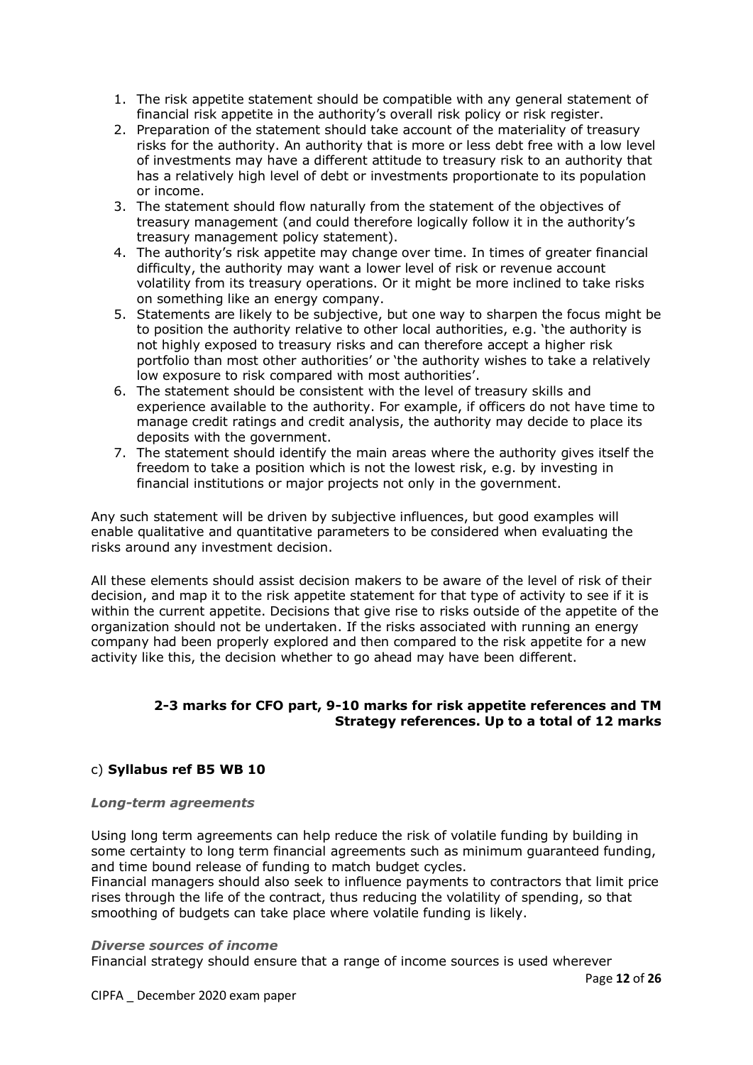1. The risk appetite statement should be compatible with any general statement of financial risk appetite in the authority's overall risk policy or risk register.
2. Preparation of the statement should take account of the materiality of treasury risks for the authority. An authority that is more or less debt free with a low level of investments may have a different attitude to treasury risk to an authority that has a relatively high level of debt or investments proportionate to its population or income.
3. The statement should flow naturally from the statement of the objectives of treasury management (and could therefore logically follow it in the authority's treasury management policy statement).
4. The authority's risk appetite may change over time. In times of greater financial difficulty, the authority may want a lower level of risk or revenue account volatility from its treasury operations. Or it might be more inclined to take risks on something like an energy company.
5. Statements are likely to be subjective, but one way to sharpen the focus might be to position the authority relative to other local authorities, e.g. 'the authority is not highly exposed to treasury risks and can therefore accept a higher risk portfolio than most other authorities' or 'the authority wishes to take a relatively low exposure to risk compared with most authorities'.
6. The statement should be consistent with the level of treasury skills and experience available to the authority. For example, if officers do not have time to manage credit ratings and credit analysis, the authority may decide to place its deposits with the government.
7. The statement should identify the main areas where the authority gives itself the freedom to take a position which is not the lowest risk, e.g. by investing in financial institutions or major projects not only in the government.

Any such statement will be driven by subjective influences, but good examples will enable qualitative and quantitative parameters to be considered when evaluating the risks around any investment decision.

All these elements should assist decision makers to be aware of the level of risk of their decision, and map it to the risk appetite statement for that type of activity to see if it is within the current appetite. Decisions that give rise to risks outside of the appetite of the organization should not be undertaken. If the risks associated with running an energy company had been properly explored and then compared to the risk appetite for a new activity like this, the decision whether to go ahead may have been different.

**2-3 marks for CFO part, 9-10 marks for risk appetite references and TM Strategy references. Up to a total of 12 marks**

c) **Syllabus ref B5 WB 10**

***Long-term agreements***

Using long term agreements can help reduce the risk of volatile funding by building in some certainty to long term financial agreements such as minimum guaranteed funding, and time bound release of funding to match budget cycles.
Financial managers should also seek to influence payments to contractors that limit price rises through the life of the contract, thus reducing the volatility of spending, so that smoothing of budgets can take place where volatile funding is likely.

***Diverse sources of income***

Financial strategy should ensure that a range of income sources is used wherever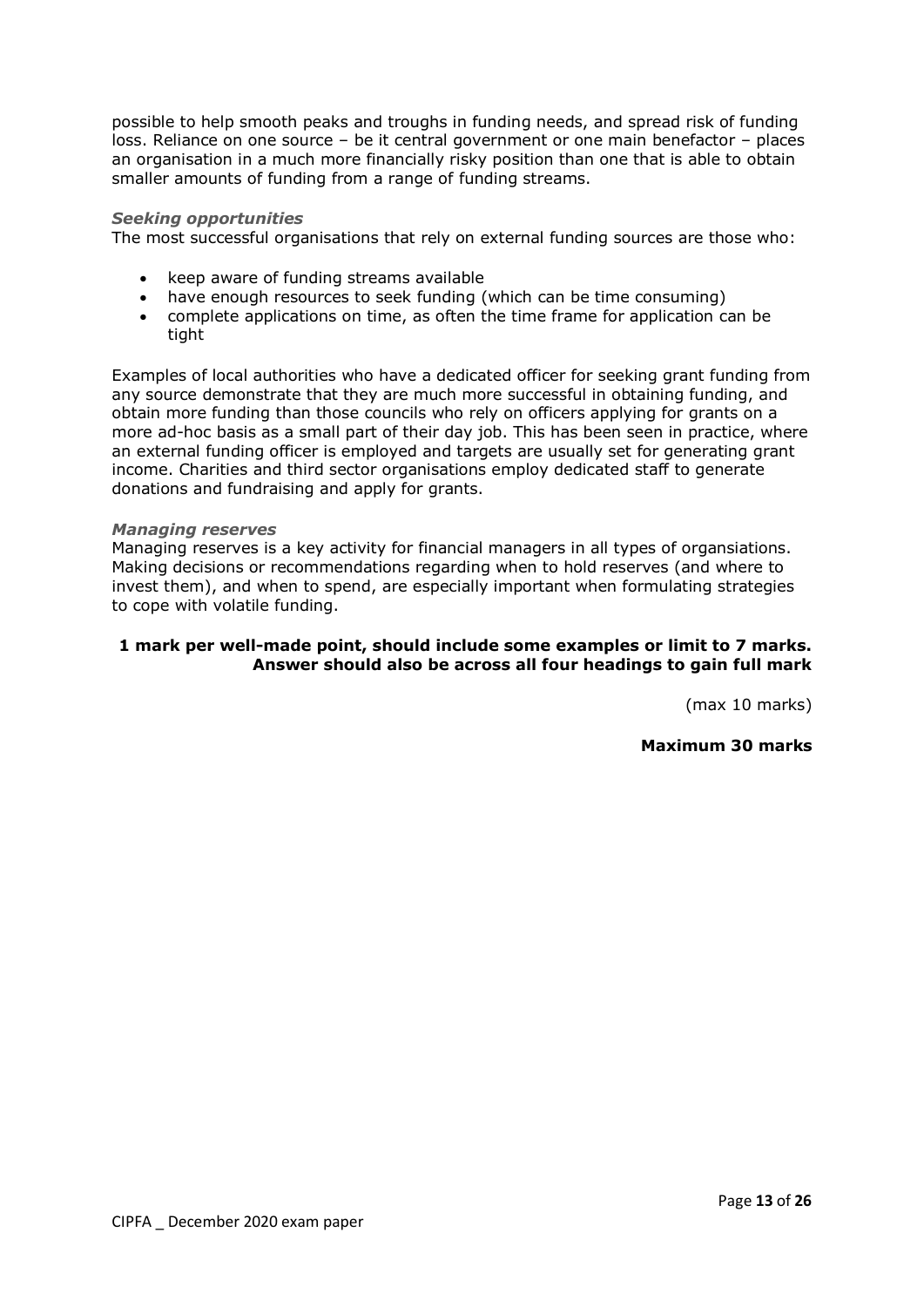possible to help smooth peaks and troughs in funding needs, and spread risk of funding loss. Reliance on one source – be it central government or one main benefactor – places an organisation in a much more financially risky position than one that is able to obtain smaller amounts of funding from a range of funding streams.

***Seeking opportunities***

The most successful organisations that rely on external funding sources are those who:

- keep aware of funding streams available
- have enough resources to seek funding (which can be time consuming)
- complete applications on time, as often the time frame for application can be tight

Examples of local authorities who have a dedicated officer for seeking grant funding from any source demonstrate that they are much more successful in obtaining funding, and obtain more funding than those councils who rely on officers applying for grants on a more ad-hoc basis as a small part of their day job. This has been seen in practice, where an external funding officer is employed and targets are usually set for generating grant income. Charities and third sector organisations employ dedicated staff to generate donations and fundraising and apply for grants.

***Managing reserves***

Managing reserves is a key activity for financial managers in all types of organsiations. Making decisions or recommendations regarding when to hold reserves (and where to invest them), and when to spend, are especially important when formulating strategies to cope with volatile funding.

**1 mark per well-made point, should include some examples or limit to 7 marks. Answer should also be across all four headings to gain full mark**

(max 10 marks)

**Maximum 30 marks**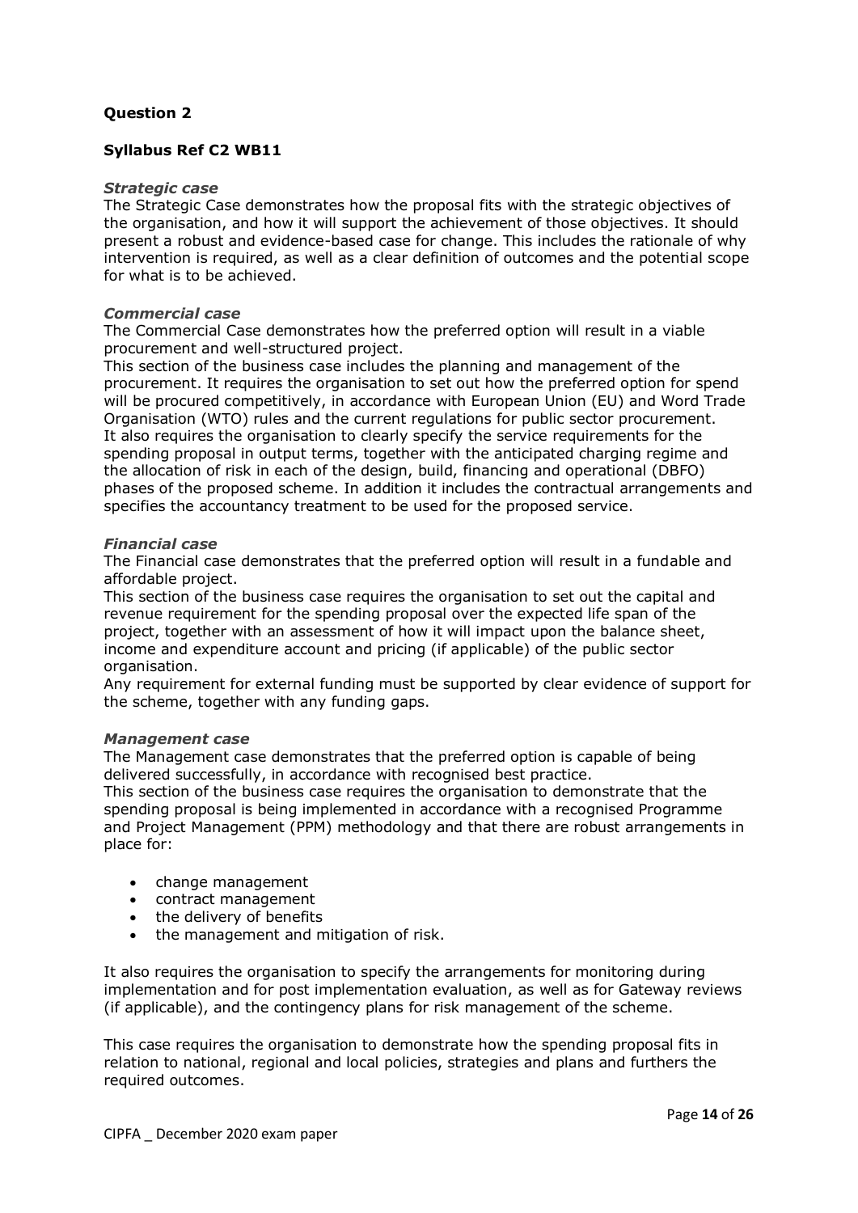**Question 2**

**Syllabus Ref C2 WB11**

***Strategic case***

The Strategic Case demonstrates how the proposal fits with the strategic objectives of the organisation, and how it will support the achievement of those objectives. It should present a robust and evidence-based case for change. This includes the rationale of why intervention is required, as well as a clear definition of outcomes and the potential scope for what is to be achieved.

***Commercial case***

The Commercial Case demonstrates how the preferred option will result in a viable procurement and well-structured project.

This section of the business case includes the planning and management of the procurement. It requires the organisation to set out how the preferred option for spend will be procured competitively, in accordance with European Union (EU) and Word Trade Organisation (WTO) rules and the current regulations for public sector procurement. It also requires the organisation to clearly specify the service requirements for the spending proposal in output terms, together with the anticipated charging regime and the allocation of risk in each of the design, build, financing and operational (DBFO) phases of the proposed scheme. In addition it includes the contractual arrangements and specifies the accountancy treatment to be used for the proposed service.

***Financial case***

The Financial case demonstrates that the preferred option will result in a fundable and affordable project.

This section of the business case requires the organisation to set out the capital and revenue requirement for the spending proposal over the expected life span of the project, together with an assessment of how it will impact upon the balance sheet, income and expenditure account and pricing (if applicable) of the public sector organisation.

Any requirement for external funding must be supported by clear evidence of support for the scheme, together with any funding gaps.

***Management case***

The Management case demonstrates that the preferred option is capable of being delivered successfully, in accordance with recognised best practice.

This section of the business case requires the organisation to demonstrate that the spending proposal is being implemented in accordance with a recognised Programme and Project Management (PPM) methodology and that there are robust arrangements in place for:

- change management
- contract management
- the delivery of benefits
- the management and mitigation of risk.

It also requires the organisation to specify the arrangements for monitoring during implementation and for post implementation evaluation, as well as for Gateway reviews (if applicable), and the contingency plans for risk management of the scheme.

This case requires the organisation to demonstrate how the spending proposal fits in relation to national, regional and local policies, strategies and plans and furthers the required outcomes.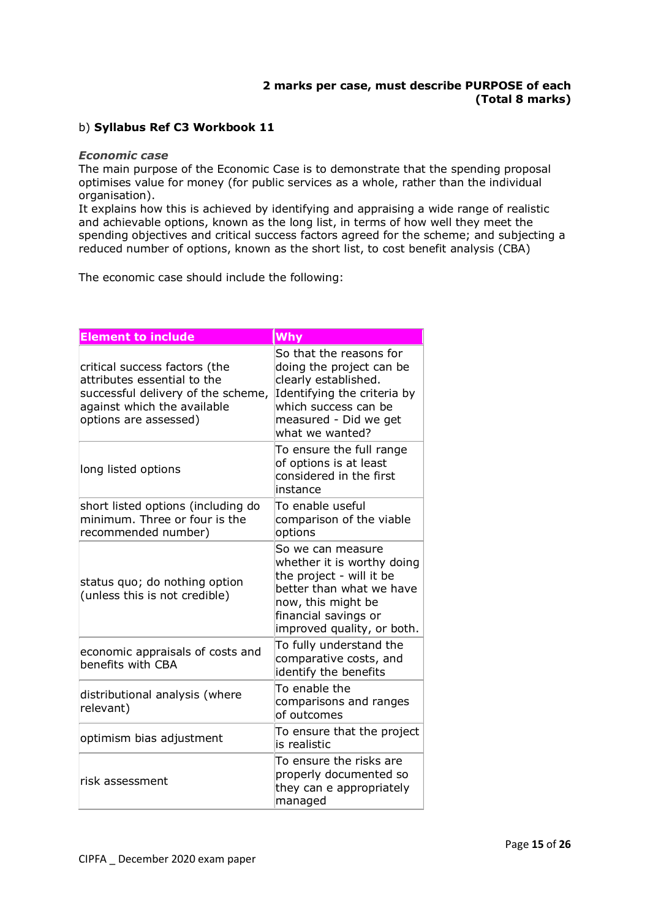**2 marks per case, must describe PURPOSE of each (Total 8 marks)**

b) **Syllabus Ref C3 Workbook 11**

***Economic case***

The main purpose of the Economic Case is to demonstrate that the spending proposal optimises value for money (for public services as a whole, rather than the individual organisation).

It explains how this is achieved by identifying and appraising a wide range of realistic and achievable options, known as the long list, in terms of how well they meet the spending objectives and critical success factors agreed for the scheme; and subjecting a reduced number of options, known as the short list, to cost benefit analysis (CBA)

The economic case should include the following:

| **Element to include** | **Why** |
|---|---|
| critical success factors (the attributes essential to the successful delivery of the scheme, against which the available options are assessed) | So that the reasons for doing the project can be clearly established. Identifying the criteria by which success can be measured - Did we get what we wanted? |
| long listed options | To ensure the full range of options is at least considered in the first instance |
| short listed options (including do minimum. Three or four is the recommended number) | To enable useful comparison of the viable options |
| status quo; do nothing option (unless this is not credible) | So we can measure whether it is worthy doing the project - will it be better than what we have now, this might be financial savings or improved quality, or both. |
| economic appraisals of costs and benefits with CBA | To fully understand the comparative costs, and identify the benefits |
| distributional analysis (where relevant) | To enable the comparisons and ranges of outcomes |
| optimism bias adjustment | To ensure that the project is realistic |
| risk assessment | To ensure the risks are properly documented so they can e appropriately managed |

CIPFA _ December 2020 exam paper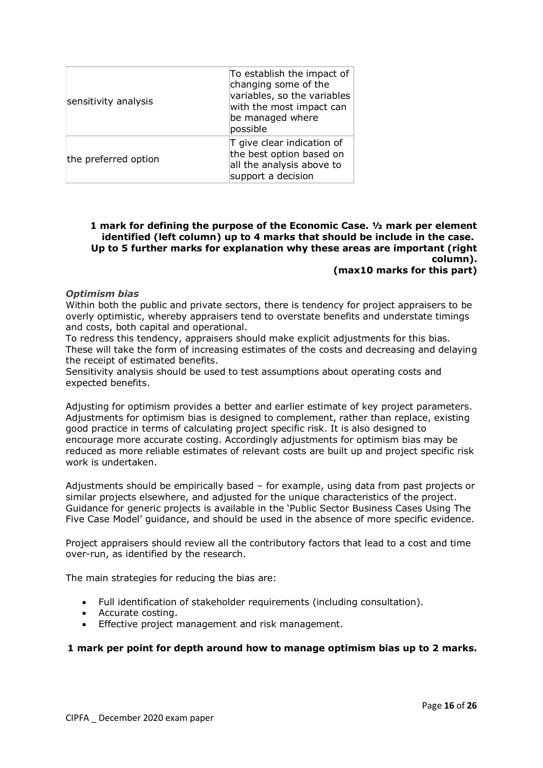| | |
|---|---|
| sensitivity analysis | To establish the impact of changing some of the variables, so the variables with the most impact can be managed where possible |
| the preferred option | T give clear indication of the best option based on all the analysis above to support a decision |

**1 mark for defining the purpose of the Economic Case. ½ mark per element identified (left column) up to 4 marks that should be include in the case. Up to 5 further marks for explanation why these areas are important (right column). (max10 marks for this part)**

***Optimism bias***

Within both the public and private sectors, there is tendency for project appraisers to be overly optimistic, whereby appraisers tend to overstate benefits and understate timings and costs, both capital and operational.

To redress this tendency, appraisers should make explicit adjustments for this bias. These will take the form of increasing estimates of the costs and decreasing and delaying the receipt of estimated benefits.

Sensitivity analysis should be used to test assumptions about operating costs and expected benefits.

Adjusting for optimism provides a better and earlier estimate of key project parameters. Adjustments for optimism bias is designed to complement, rather than replace, existing good practice in terms of calculating project specific risk. It is also designed to encourage more accurate costing. Accordingly adjustments for optimism bias may be reduced as more reliable estimates of relevant costs are built up and project specific risk work is undertaken.

Adjustments should be empirically based – for example, using data from past projects or similar projects elsewhere, and adjusted for the unique characteristics of the project. Guidance for generic projects is available in the 'Public Sector Business Cases Using The Five Case Model' guidance, and should be used in the absence of more specific evidence.

Project appraisers should review all the contributory factors that lead to a cost and time over-run, as identified by the research.

The main strategies for reducing the bias are:

- Full identification of stakeholder requirements (including consultation).
- Accurate costing.
- Effective project management and risk management.

**1 mark per point for depth around how to manage optimism bias up to 2 marks.**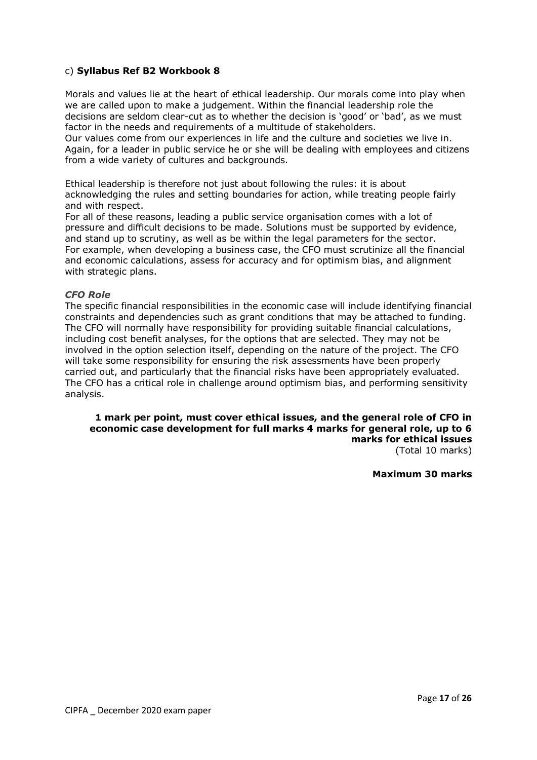c) **Syllabus Ref B2 Workbook 8**

Morals and values lie at the heart of ethical leadership. Our morals come into play when we are called upon to make a judgement. Within the financial leadership role the decisions are seldom clear-cut as to whether the decision is 'good' or 'bad', as we must factor in the needs and requirements of a multitude of stakeholders.
Our values come from our experiences in life and the culture and societies we live in. Again, for a leader in public service he or she will be dealing with employees and citizens from a wide variety of cultures and backgrounds.

Ethical leadership is therefore not just about following the rules: it is about acknowledging the rules and setting boundaries for action, while treating people fairly and with respect.
For all of these reasons, leading a public service organisation comes with a lot of pressure and difficult decisions to be made. Solutions must be supported by evidence, and stand up to scrutiny, as well as be within the legal parameters for the sector.
For example, when developing a business case, the CFO must scrutinize all the financial and economic calculations, assess for accuracy and for optimism bias, and alignment with strategic plans.

***CFO Role***

The specific financial responsibilities in the economic case will include identifying financial constraints and dependencies such as grant conditions that may be attached to funding. The CFO will normally have responsibility for providing suitable financial calculations, including cost benefit analyses, for the options that are selected. They may not be involved in the option selection itself, depending on the nature of the project. The CFO will take some responsibility for ensuring the risk assessments have been properly carried out, and particularly that the financial risks have been appropriately evaluated. The CFO has a critical role in challenge around optimism bias, and performing sensitivity analysis.

**1 mark per point, must cover ethical issues, and the general role of CFO in economic case development for full marks 4 marks for general role, up to 6 marks for ethical issues**
(Total 10 marks)

**Maximum 30 marks**

CIPFA _ December 2020 exam paper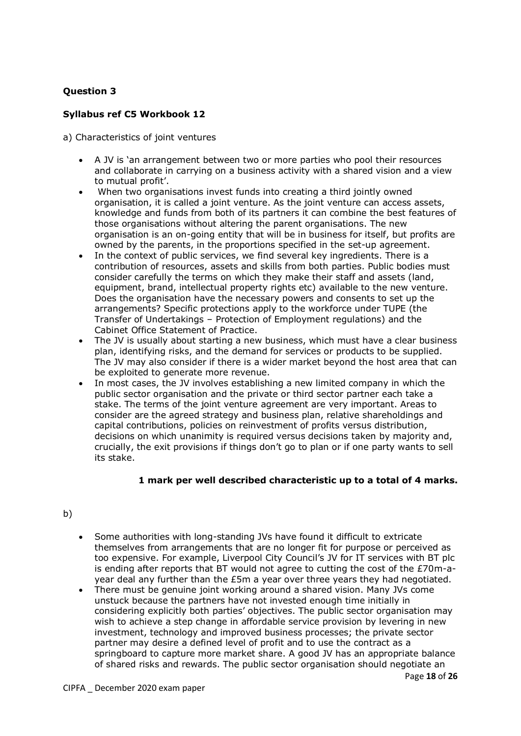**Question 3**

**Syllabus ref C5 Workbook 12**

a) Characteristics of joint ventures

- A JV is 'an arrangement between two or more parties who pool their resources and collaborate in carrying on a business activity with a shared vision and a view to mutual profit'.
- When two organisations invest funds into creating a third jointly owned organisation, it is called a joint venture. As the joint venture can access assets, knowledge and funds from both of its partners it can combine the best features of those organisations without altering the parent organisations. The new organisation is an on-going entity that will be in business for itself, but profits are owned by the parents, in the proportions specified in the set-up agreement.
- In the context of public services, we find several key ingredients. There is a contribution of resources, assets and skills from both parties. Public bodies must consider carefully the terms on which they make their staff and assets (land, equipment, brand, intellectual property rights etc) available to the new venture. Does the organisation have the necessary powers and consents to set up the arrangements? Specific protections apply to the workforce under TUPE (the Transfer of Undertakings – Protection of Employment regulations) and the Cabinet Office Statement of Practice.
- The JV is usually about starting a new business, which must have a clear business plan, identifying risks, and the demand for services or products to be supplied. The JV may also consider if there is a wider market beyond the host area that can be exploited to generate more revenue.
- In most cases, the JV involves establishing a new limited company in which the public sector organisation and the private or third sector partner each take a stake. The terms of the joint venture agreement are very important. Areas to consider are the agreed strategy and business plan, relative shareholdings and capital contributions, policies on reinvestment of profits versus distribution, decisions on which unanimity is required versus decisions taken by majority and, crucially, the exit provisions if things don't go to plan or if one party wants to sell its stake.

**1 mark per well described characteristic up to a total of 4 marks.**

b)

- Some authorities with long-standing JVs have found it difficult to extricate themselves from arrangements that are no longer fit for purpose or perceived as too expensive. For example, Liverpool City Council's JV for IT services with BT plc is ending after reports that BT would not agree to cutting the cost of the £70m-a-year deal any further than the £5m a year over three years they had negotiated.
- There must be genuine joint working around a shared vision. Many JVs come unstuck because the partners have not invested enough time initially in considering explicitly both parties' objectives. The public sector organisation may wish to achieve a step change in affordable service provision by levering in new investment, technology and improved business processes; the private sector partner may desire a defined level of profit and to use the contract as a springboard to capture more market share. A good JV has an appropriate balance of shared risks and rewards. The public sector organisation should negotiate an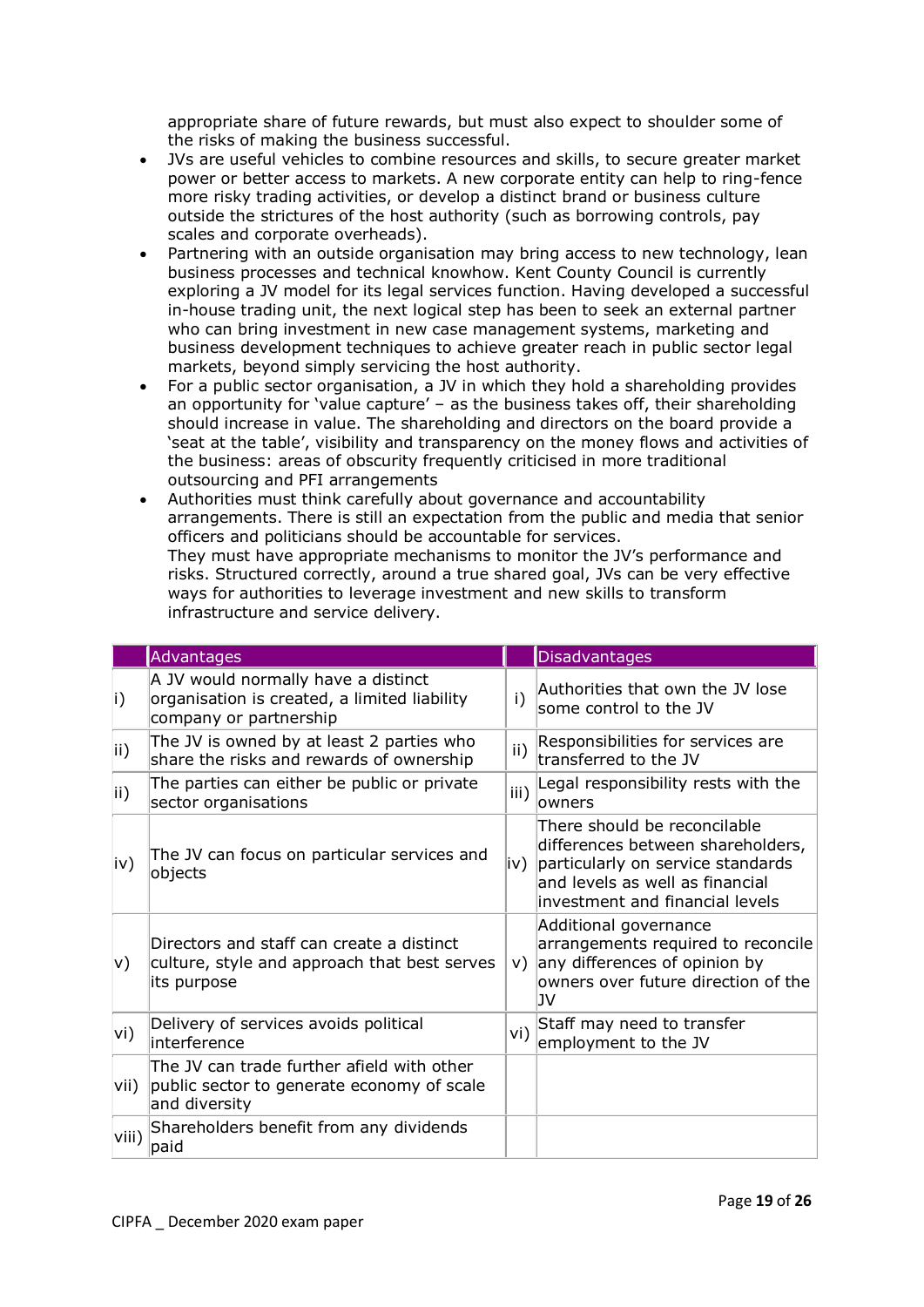appropriate share of future rewards, but must also expect to shoulder some of the risks of making the business successful.

- JVs are useful vehicles to combine resources and skills, to secure greater market power or better access to markets. A new corporate entity can help to ring-fence more risky trading activities, or develop a distinct brand or business culture outside the strictures of the host authority (such as borrowing controls, pay scales and corporate overheads).
- Partnering with an outside organisation may bring access to new technology, lean business processes and technical knowhow. Kent County Council is currently exploring a JV model for its legal services function. Having developed a successful in-house trading unit, the next logical step has been to seek an external partner who can bring investment in new case management systems, marketing and business development techniques to achieve greater reach in public sector legal markets, beyond simply servicing the host authority.
- For a public sector organisation, a JV in which they hold a shareholding provides an opportunity for 'value capture' – as the business takes off, their shareholding should increase in value. The shareholding and directors on the board provide a 'seat at the table', visibility and transparency on the money flows and activities of the business: areas of obscurity frequently criticised in more traditional outsourcing and PFI arrangements
- Authorities must think carefully about governance and accountability arrangements. There is still an expectation from the public and media that senior officers and politicians should be accountable for services.
  They must have appropriate mechanisms to monitor the JV's performance and risks. Structured correctly, around a true shared goal, JVs can be very effective ways for authorities to leverage investment and new skills to transform infrastructure and service delivery.

| | Advantages | | Disadvantages |
|---|---|---|---|
| i) | A JV would normally have a distinct organisation is created, a limited liability company or partnership | i) | Authorities that own the JV lose some control to the JV |
| ii) | The JV is owned by at least 2 parties who share the risks and rewards of ownership | ii) | Responsibilities for services are transferred to the JV |
| ii) | The parties can either be public or private sector organisations | iii) | Legal responsibility rests with the owners |
| iv) | The JV can focus on particular services and objects | iv) | There should be reconcilable differences between shareholders, particularly on service standards and levels as well as financial investment and financial levels |
| v) | Directors and staff can create a distinct culture, style and approach that best serves its purpose | v) | Additional governance arrangements required to reconcile any differences of opinion by owners over future direction of the JV |
| vi) | Delivery of services avoids political interference | vi) | Staff may need to transfer employment to the JV |
| vii) | The JV can trade further afield with other public sector to generate economy of scale and diversity | | |
| viii) | Shareholders benefit from any dividends paid | | |

CIPFA _ December 2020 exam paper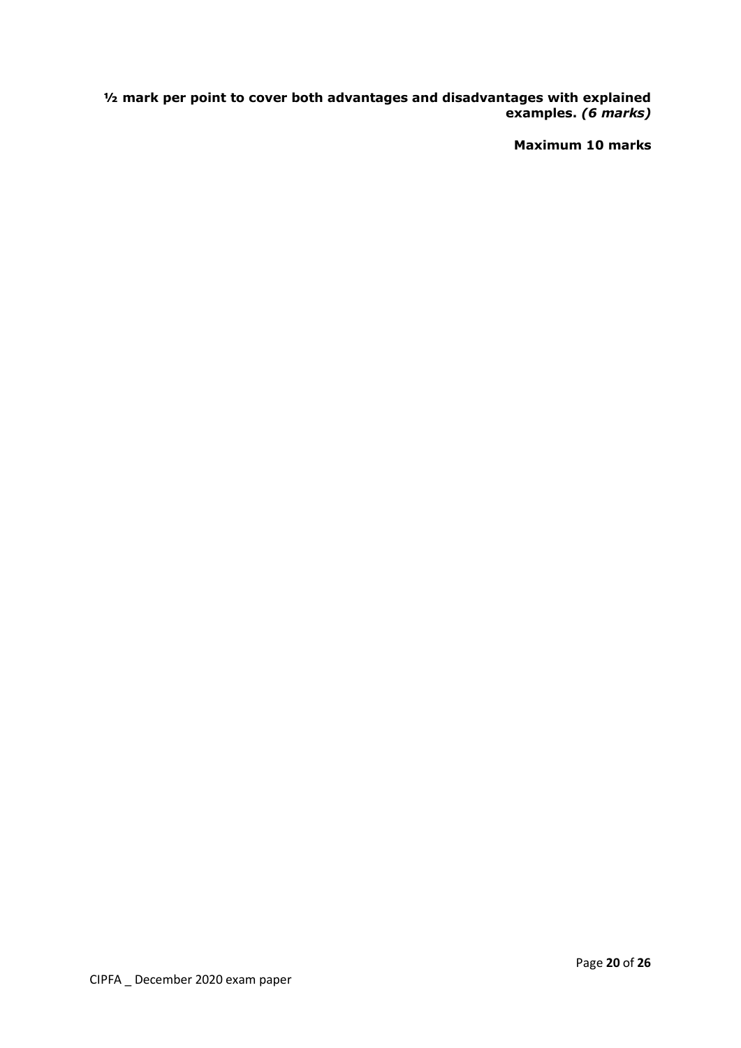**½ mark per point to cover both advantages and disadvantages with explained examples.** ***(6 marks)***

**Maximum 10 marks**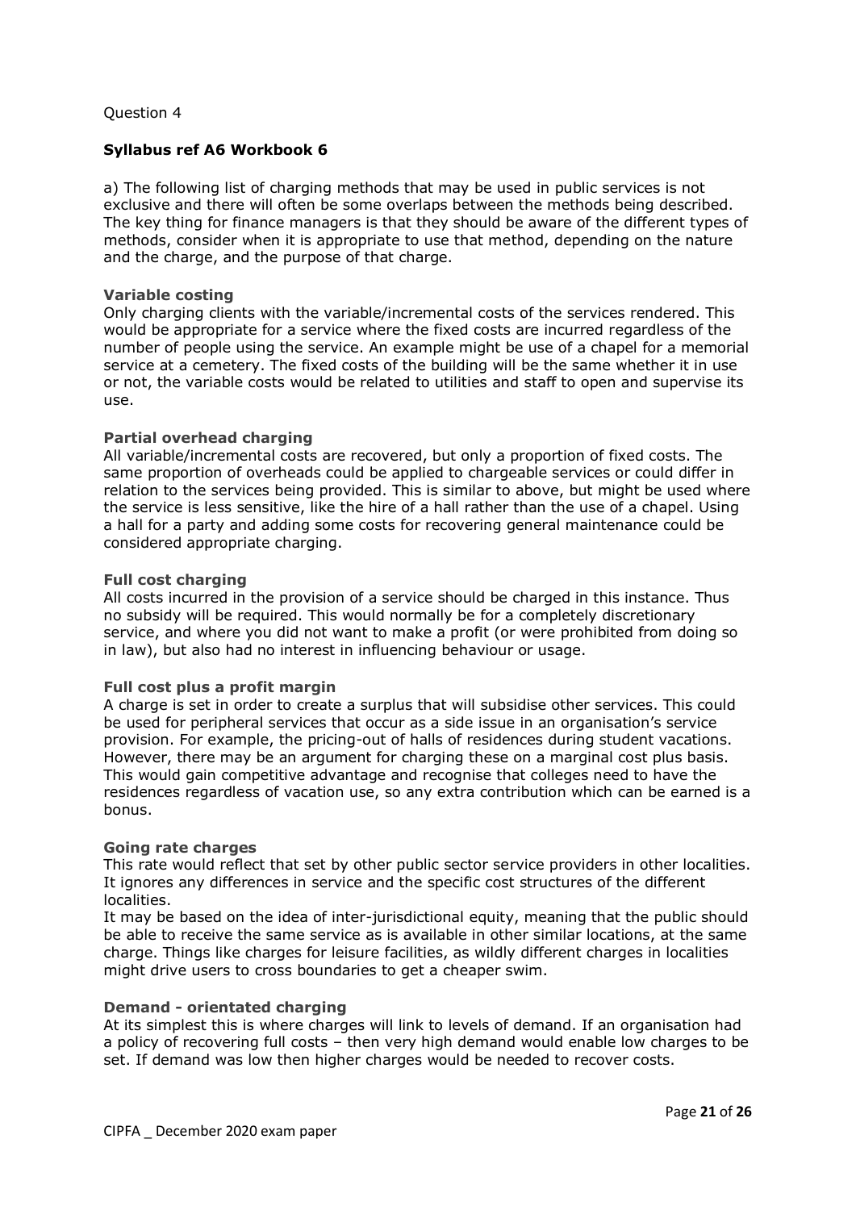Question 4

**Syllabus ref A6 Workbook 6**

a) The following list of charging methods that may be used in public services is not exclusive and there will often be some overlaps between the methods being described. The key thing for finance managers is that they should be aware of the different types of methods, consider when it is appropriate to use that method, depending on the nature and the charge, and the purpose of that charge.

**Variable costing**

Only charging clients with the variable/incremental costs of the services rendered. This would be appropriate for a service where the fixed costs are incurred regardless of the number of people using the service. An example might be use of a chapel for a memorial service at a cemetery. The fixed costs of the building will be the same whether it in use or not, the variable costs would be related to utilities and staff to open and supervise its use.

**Partial overhead charging**

All variable/incremental costs are recovered, but only a proportion of fixed costs. The same proportion of overheads could be applied to chargeable services or could differ in relation to the services being provided. This is similar to above, but might be used where the service is less sensitive, like the hire of a hall rather than the use of a chapel. Using a hall for a party and adding some costs for recovering general maintenance could be considered appropriate charging.

**Full cost charging**

All costs incurred in the provision of a service should be charged in this instance. Thus no subsidy will be required. This would normally be for a completely discretionary service, and where you did not want to make a profit (or were prohibited from doing so in law), but also had no interest in influencing behaviour or usage.

**Full cost plus a profit margin**

A charge is set in order to create a surplus that will subsidise other services. This could be used for peripheral services that occur as a side issue in an organisation's service provision. For example, the pricing-out of halls of residences during student vacations. However, there may be an argument for charging these on a marginal cost plus basis. This would gain competitive advantage and recognise that colleges need to have the residences regardless of vacation use, so any extra contribution which can be earned is a bonus.

**Going rate charges**

This rate would reflect that set by other public sector service providers in other localities. It ignores any differences in service and the specific cost structures of the different localities.

It may be based on the idea of inter-jurisdictional equity, meaning that the public should be able to receive the same service as is available in other similar locations, at the same charge. Things like charges for leisure facilities, as wildly different charges in localities might drive users to cross boundaries to get a cheaper swim.

**Demand - orientated charging**

At its simplest this is where charges will link to levels of demand. If an organisation had a policy of recovering full costs – then very high demand would enable low charges to be set. If demand was low then higher charges would be needed to recover costs.

CIPFA _ December 2020 exam paper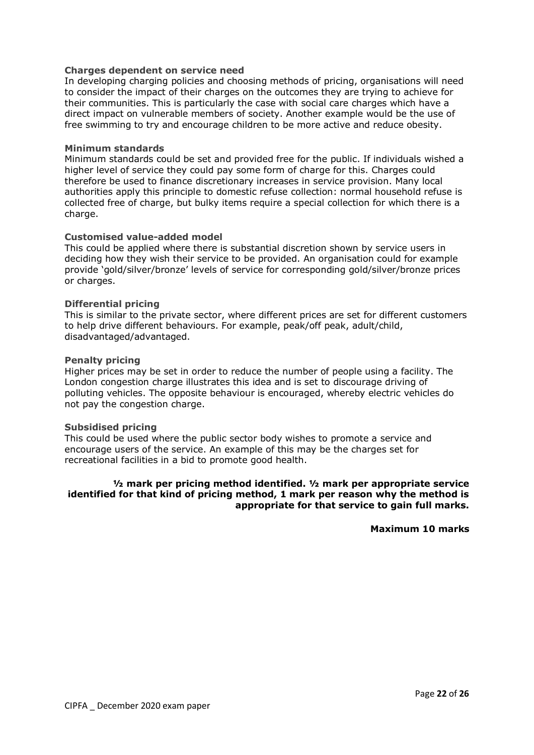### Charges dependent on service need

In developing charging policies and choosing methods of pricing, organisations will need to consider the impact of their charges on the outcomes they are trying to achieve for their communities. This is particularly the case with social care charges which have a direct impact on vulnerable members of society. Another example would be the use of free swimming to try and encourage children to be more active and reduce obesity.

### Minimum standards

Minimum standards could be set and provided free for the public. If individuals wished a higher level of service they could pay some form of charge for this. Charges could therefore be used to finance discretionary increases in service provision. Many local authorities apply this principle to domestic refuse collection: normal household refuse is collected free of charge, but bulky items require a special collection for which there is a charge.

### Customised value-added model

This could be applied where there is substantial discretion shown by service users in deciding how they wish their service to be provided. An organisation could for example provide 'gold/silver/bronze' levels of service for corresponding gold/silver/bronze prices or charges.

### Differential pricing

This is similar to the private sector, where different prices are set for different customers to help drive different behaviours. For example, peak/off peak, adult/child, disadvantaged/advantaged.

### Penalty pricing

Higher prices may be set in order to reduce the number of people using a facility. The London congestion charge illustrates this idea and is set to discourage driving of polluting vehicles. The opposite behaviour is encouraged, whereby electric vehicles do not pay the congestion charge.

### Subsidised pricing

This could be used where the public sector body wishes to promote a service and encourage users of the service. An example of this may be the charges set for recreational facilities in a bid to promote good health.

**½ mark per pricing method identified. ½ mark per appropriate service identified for that kind of pricing method, 1 mark per reason why the method is appropriate for that service to gain full marks.**

**Maximum 10 marks**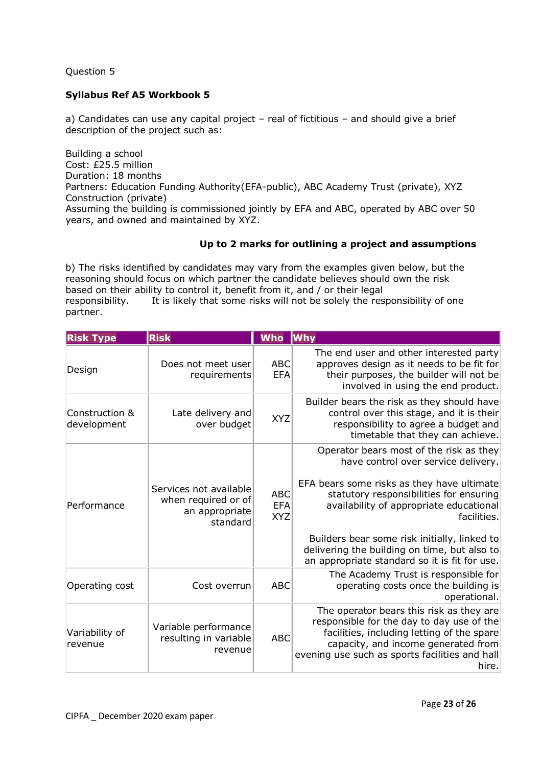Question 5

**Syllabus Ref A5 Workbook 5**

a) Candidates can use any capital project – real of fictitious – and should give a brief description of the project such as:

Building a school
Cost: £25.5 million
Duration: 18 months
Partners: Education Funding Authority(EFA-public), ABC Academy Trust (private), XYZ Construction (private)
Assuming the building is commissioned jointly by EFA and ABC, operated by ABC over 50 years, and owned and maintained by XYZ.

**Up to 2 marks for outlining a project and assumptions**

b) The risks identified by candidates may vary from the examples given below, but the reasoning should focus on which partner the candidate believes should own the risk based on their ability to control it, benefit from it, and / or their legal responsibility. It is likely that some risks will not be solely the responsibility of one partner.

| Risk Type | Risk | Who | Why |
|---|---|---|---|
| Design | Does not meet user requirements | ABC<br>EFA | The end user and other interested party approves design as it needs to be fit for their purposes, the builder will not be involved in using the end product. |
| Construction & development | Late delivery and over budget | XYZ | Builder bears the risk as they should have control over this stage, and it is their responsibility to agree a budget and timetable that they can achieve. |
| Performance | Services not available when required or of an appropriate standard | ABC<br>EFA<br>XYZ | Operator bears most of the risk as they have control over service delivery.<br><br>EFA bears some risks as they have ultimate statutory responsibilities for ensuring availability of appropriate educational facilities.<br><br>Builders bear some risk initially, linked to delivering the building on time, but also to an appropriate standard so it is fit for use. |
| Operating cost | Cost overrun | ABC | The Academy Trust is responsible for operating costs once the building is operational. |
| Variability of revenue | Variable performance resulting in variable revenue | ABC | The operator bears this risk as they are responsible for the day to day use of the facilities, including letting of the spare capacity, and income generated from evening use such as sports facilities and hall hire. |

CIPFA _ December 2020 exam paper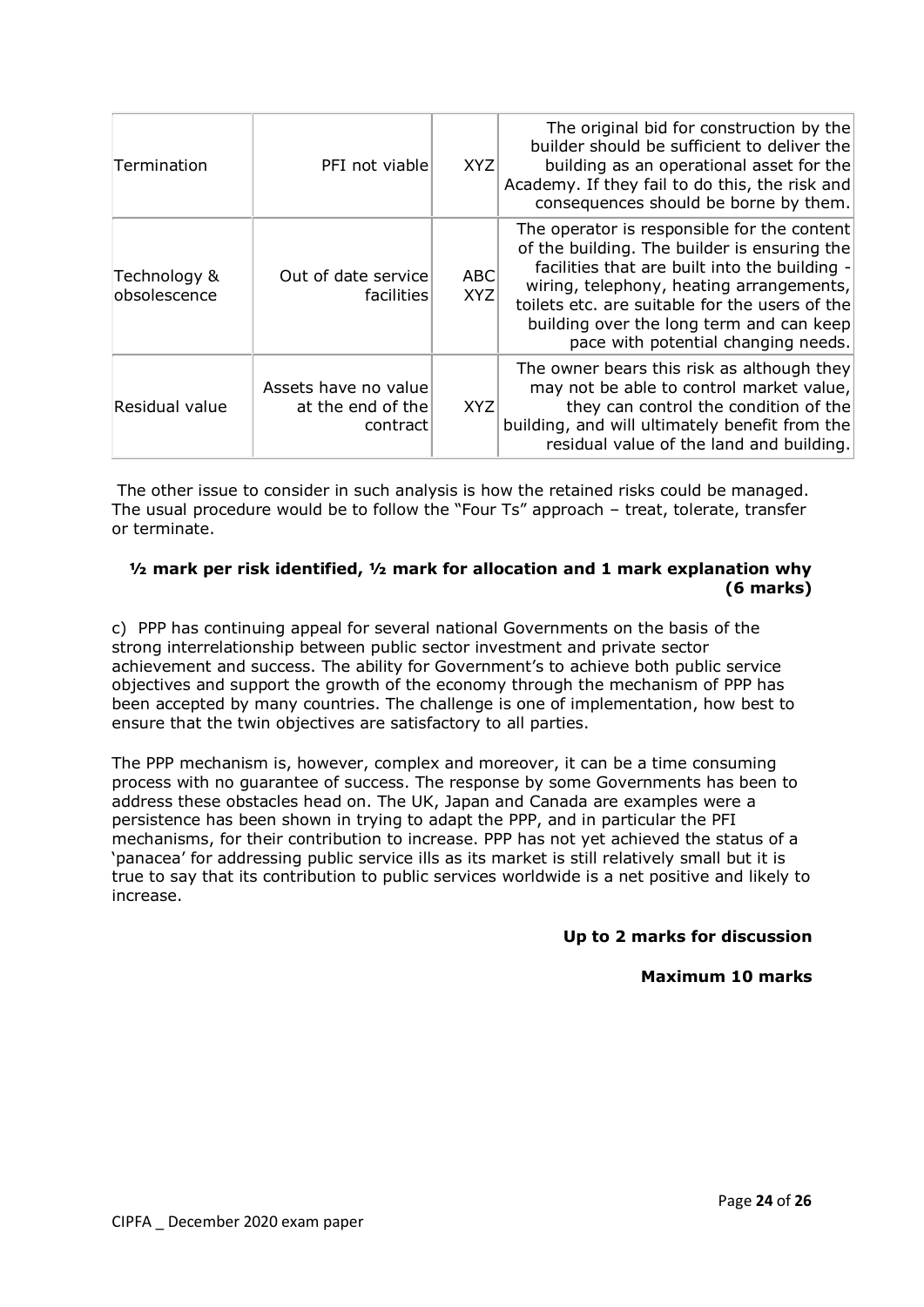| Termination | PFI not viable | XYZ | The original bid for construction by the builder should be sufficient to deliver the building as an operational asset for the Academy. If they fail to do this, the risk and consequences should be borne by them. |
|---|---|---|---|
| Technology & obsolescence | Out of date service facilities | ABC XYZ | The operator is responsible for the content of the building. The builder is ensuring the facilities that are built into the building - wiring, telephony, heating arrangements, toilets etc. are suitable for the users of the building over the long term and can keep pace with potential changing needs. |
| Residual value | Assets have no value at the end of the contract | XYZ | The owner bears this risk as although they may not be able to control market value, they can control the condition of the building, and will ultimately benefit from the residual value of the land and building. |

The other issue to consider in such analysis is how the retained risks could be managed. The usual procedure would be to follow the "Four Ts" approach – treat, tolerate, transfer or terminate.

**½ mark per risk identified, ½ mark for allocation and 1 mark explanation why (6 marks)**

c) PPP has continuing appeal for several national Governments on the basis of the strong interrelationship between public sector investment and private sector achievement and success. The ability for Government's to achieve both public service objectives and support the growth of the economy through the mechanism of PPP has been accepted by many countries. The challenge is one of implementation, how best to ensure that the twin objectives are satisfactory to all parties.

The PPP mechanism is, however, complex and moreover, it can be a time consuming process with no guarantee of success. The response by some Governments has been to address these obstacles head on. The UK, Japan and Canada are examples were a persistence has been shown in trying to adapt the PPP, and in particular the PFI mechanisms, for their contribution to increase. PPP has not yet achieved the status of a 'panacea' for addressing public service ills as its market is still relatively small but it is true to say that its contribution to public services worldwide is a net positive and likely to increase.

**Up to 2 marks for discussion**

**Maximum 10 marks**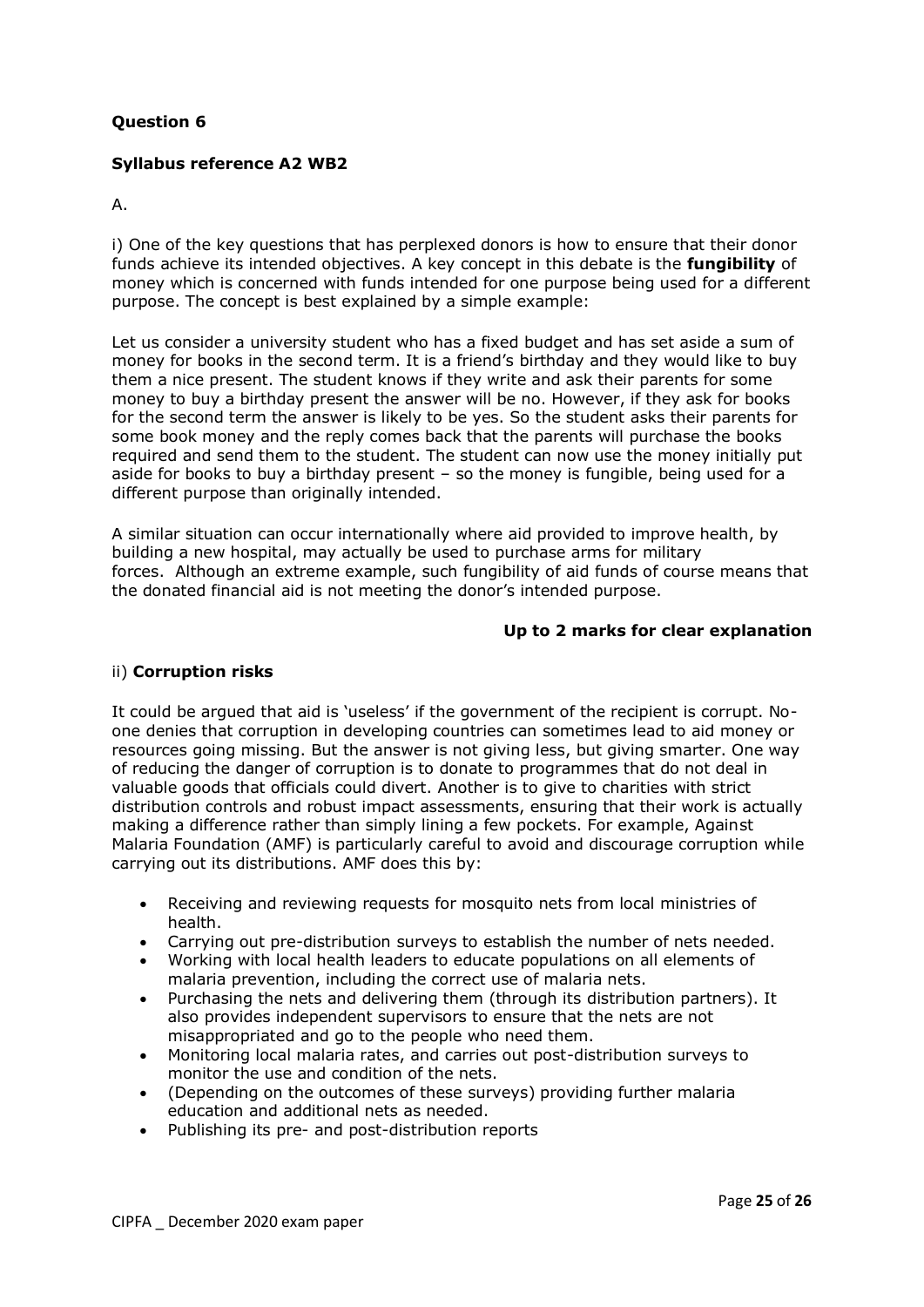**Question 6**

**Syllabus reference A2 WB2**

A.

i) One of the key questions that has perplexed donors is how to ensure that their donor funds achieve its intended objectives. A key concept in this debate is the **fungibility** of money which is concerned with funds intended for one purpose being used for a different purpose. The concept is best explained by a simple example:

Let us consider a university student who has a fixed budget and has set aside a sum of money for books in the second term. It is a friend's birthday and they would like to buy them a nice present. The student knows if they write and ask their parents for some money to buy a birthday present the answer will be no. However, if they ask for books for the second term the answer is likely to be yes. So the student asks their parents for some book money and the reply comes back that the parents will purchase the books required and send them to the student. The student can now use the money initially put aside for books to buy a birthday present – so the money is fungible, being used for a different purpose than originally intended.

A similar situation can occur internationally where aid provided to improve health, by building a new hospital, may actually be used to purchase arms for military forces. Although an extreme example, such fungibility of aid funds of course means that the donated financial aid is not meeting the donor's intended purpose.

**Up to 2 marks for clear explanation**

ii) **Corruption risks**

It could be argued that aid is 'useless' if the government of the recipient is corrupt. No-one denies that corruption in developing countries can sometimes lead to aid money or resources going missing. But the answer is not giving less, but giving smarter. One way of reducing the danger of corruption is to donate to programmes that do not deal in valuable goods that officials could divert. Another is to give to charities with strict distribution controls and robust impact assessments, ensuring that their work is actually making a difference rather than simply lining a few pockets. For example, Against Malaria Foundation (AMF) is particularly careful to avoid and discourage corruption while carrying out its distributions. AMF does this by:

- Receiving and reviewing requests for mosquito nets from local ministries of health.
- Carrying out pre-distribution surveys to establish the number of nets needed.
- Working with local health leaders to educate populations on all elements of malaria prevention, including the correct use of malaria nets.
- Purchasing the nets and delivering them (through its distribution partners). It also provides independent supervisors to ensure that the nets are not misappropriated and go to the people who need them.
- Monitoring local malaria rates, and carries out post-distribution surveys to monitor the use and condition of the nets.
- (Depending on the outcomes of these surveys) providing further malaria education and additional nets as needed.
- Publishing its pre- and post-distribution reports

CIPFA _ December 2020 exam paper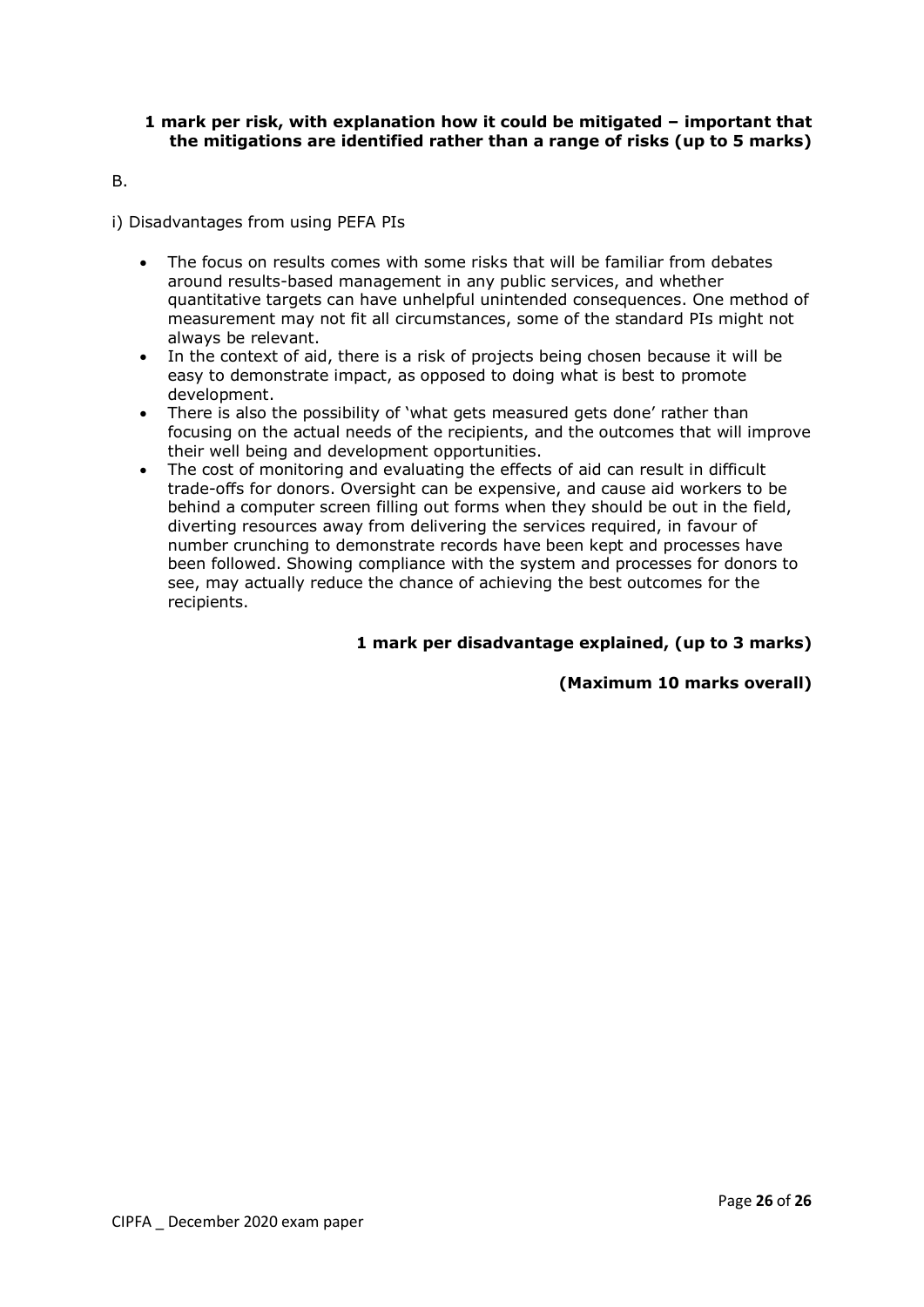**1 mark per risk, with explanation how it could be mitigated – important that the mitigations are identified rather than a range of risks (up to 5 marks)**

B.

i) Disadvantages from using PEFA PIs

- The focus on results comes with some risks that will be familiar from debates around results-based management in any public services, and whether quantitative targets can have unhelpful unintended consequences. One method of measurement may not fit all circumstances, some of the standard PIs might not always be relevant.
- In the context of aid, there is a risk of projects being chosen because it will be easy to demonstrate impact, as opposed to doing what is best to promote development.
- There is also the possibility of 'what gets measured gets done' rather than focusing on the actual needs of the recipients, and the outcomes that will improve their well being and development opportunities.
- The cost of monitoring and evaluating the effects of aid can result in difficult trade-offs for donors. Oversight can be expensive, and cause aid workers to be behind a computer screen filling out forms when they should be out in the field, diverting resources away from delivering the services required, in favour of number crunching to demonstrate records have been kept and processes have been followed. Showing compliance with the system and processes for donors to see, may actually reduce the chance of achieving the best outcomes for the recipients.

**1 mark per disadvantage explained, (up to 3 marks)**

**(Maximum 10 marks overall)**